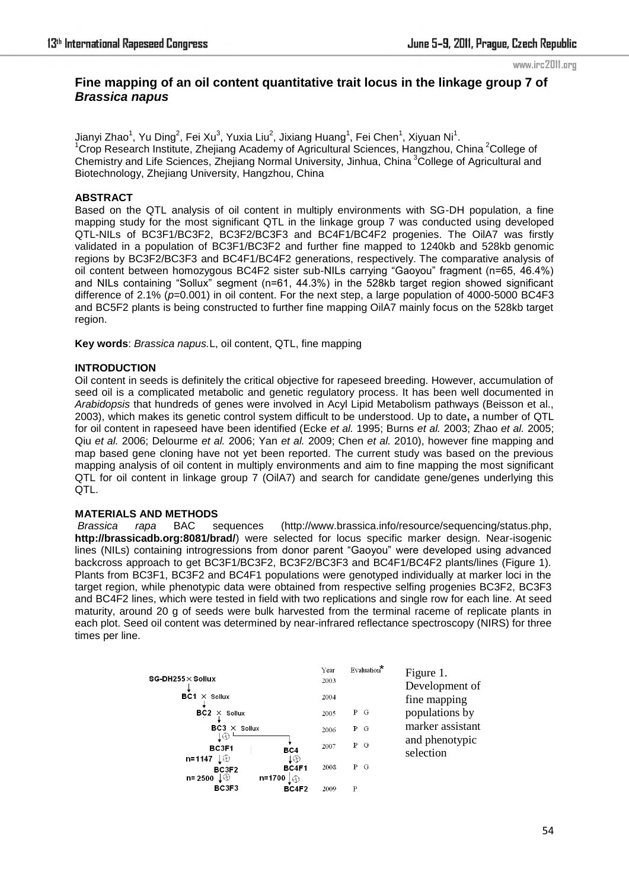# Fine mapping of an oil content quantitative trait locus in the linkage group 7 of *Brassica napus*

Jianyi Zhao[1], Yu Ding[2], Fei Xu[3], Yuxia Liu[2], Jixiang Huang[1], Fei Chen[1], Xiyuan Ni[1].

[1]Crop Research Institute, Zhejiang Academy of Agricultural Sciences, Hangzhou, China [2]College of Chemistry and Life Sciences, Zhejiang Normal University, Jinhua, China [3]College of Agricultural and Biotechnology, Zhejiang University, Hangzhou, China

## ABSTRACT

Based on the QTL analysis of oil content in multiply environments with SG-DH population, a fine mapping study for the most significant QTL in the linkage group 7 was conducted using developed QTL-NILs of BC3F1/BC3F2, BC3F2/BC3F3 and BC4F1/BC4F2 progenies. The OilA7 was firstly validated in a population of BC3F1/BC3F2 and further fine mapped to 1240kb and 528kb genomic regions by BC3F2/BC3F3 and BC4F1/BC4F2 generations, respectively. The comparative analysis of oil content between homozygous BC4F2 sister sub-NILs carrying "Gaoyou" fragment (n=65, 46.4%) and NILs containing "Sollux" segment (n=61, 44.3%) in the 528kb target region showed significant difference of 2.1% ($p$=0.001) in oil content. For the next step, a large population of 4000-5000 BC4F3 and BC5F2 plants is being constructed to further fine mapping OilA7 mainly focus on the 528kb target region.

**Key words**: *Brassica napus.*L, oil content, QTL, fine mapping

## INTRODUCTION

Oil content in seeds is definitely the critical objective for rapeseed breeding. However, accumulation of seed oil is a complicated metabolic and genetic regulatory process. It has been well documented in *Arabidopsis* that hundreds of genes were involved in Acyl Lipid Metabolism pathways (Beisson et al., 2003), which makes its genetic control system difficult to be understood. Up to date**,** a number of QTL for oil content in rapeseed have been identified (Ecke *et al.* 1995; Burns *et al.* 2003; Zhao *et al.* 2005; Qiu *et al.* 2006; Delourme *et al.* 2006; Yan *et al.* 2009; Chen *et al.* 2010), however fine mapping and map based gene cloning have not yet been reported. The current study was based on the previous mapping analysis of oil content in multiply environments and aim to fine mapping the most significant QTL for oil content in linkage group 7 (OilA7) and search for candidate gene/genes underlying this QTL.

## MATERIALS AND METHODS

*Brassica rapa* BAC sequences (http://www.brassica.info/resource/sequencing/status.php, **http://brassicadb.org:8081/brad/**) were selected for locus specific marker design. Near-isogenic lines (NILs) containing introgressions from donor parent "Gaoyou" were developed using advanced backcross approach to get BC3F1/BC3F2, BC3F2/BC3F3 and BC4F1/BC4F2 plants/lines (Figure 1). Plants from BC3F1, BC3F2 and BC4F1 populations were genotyped individually at marker loci in the target region, while phenotypic data were obtained from respective selfing progenies BC3F2, BC3F3 and BC4F2 lines, which were tested in field with two replications and single row for each line. At seed maturity, around 20 g of seeds were bulk harvested from the terminal raceme of replicate plants in each plot. Seed oil content was determined by near-infrared reflectance spectroscopy (NIRS) for three times per line.

| Cross / Generation | | Year | Evaluation* |
|---|---|---|---|
| SG-DH255 × Sollux | | 2003 | |
| BC1 × Sollux | | 2004 | |
| BC2 × Sollux | | 2005 | P G |
| BC3 × Sollux | | 2006 | P G |
| BC3F1 (n=1147) | BC4 | 2007 | P G |
| BC3F2 (n=2500) | BC4F1 (n=1700) | 2008 | P G |
| BC3F3 | BC4F2 | 2009 | P |

Figure 1. Development of fine mapping populations by marker assistant and phenotypic selection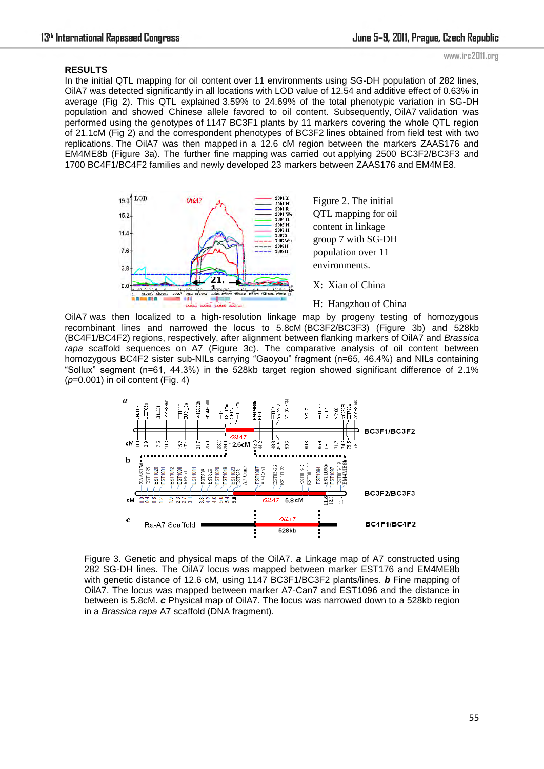## RESULTS

In the initial QTL mapping for oil content over 11 environments using SG-DH population of 282 lines, OilA7 was detected significantly in all locations with LOD value of 12.54 and additive effect of 0.63% in average (Fig 2). This QTL explained 3.59% to 24.69% of the total phenotypic variation in SG-DH population and showed Chinese allele favored to oil content. Subsequently, OilA7 validation was performed using the genotypes of 1147 BC3F1 plants by 11 markers covering the whole QTL region of 21.1cM (Fig 2) and the correspondent phenotypes of BC3F2 lines obtained from field test with two replications. The OilA7 was then mapped in a 12.6 cM region between the markers ZAAS176 and EM4ME8b (Figure 3a). The further fine mapping was carried out applying 2500 BC3F2/BC3F3 and 1700 BC4F1/BC4F2 families and newly developed 23 markers between ZAAS176 and EM4ME8.

Figure 2. The initial QTL mapping for oil content in linkage group 7 with SG-DH population over 11 environments.

X: Xian of China

H: Hangzhou of China

OilA7 was then localized to a high-resolution linkage map by progeny testing of homozygous recombinant lines and narrowed the locus to 5.8cM (BC3F2/BC3F3) (Figure 3b) and 528kb (BC4F1/BC4F2) regions, respectively, after alignment between flanking markers of OilA7 and *Brassica rapa* scaffold sequences on A7 (Figure 3c). The comparative analysis of oil content between homozygous BC4F2 sister sub-NILs carrying "Gaoyou" fragment (n=65, 46.4%) and NILs containing "Sollux" segment (n=61, 44.3%) in the 528kb target region showed significant difference of 2.1% ($p$=0.001) in oil content (Fig. 4)

Figure 3. Genetic and physical maps of the OilA7. ***a*** Linkage map of A7 constructed using 282 SG-DH lines. The OilA7 locus was mapped between marker EST176 and EM4ME8b with genetic distance of 12.6 cM, using 1147 BC3F1/BC3F2 plants/lines. ***b*** Fine mapping of OilA7. The locus was mapped between marker A7-Can7 and EST1096 and the distance in between is 5.8cM. ***c*** Physical map of OilA7. The locus was narrowed down to a 528kb region in a *Brassica rapa* A7 scaffold (DNA fragment).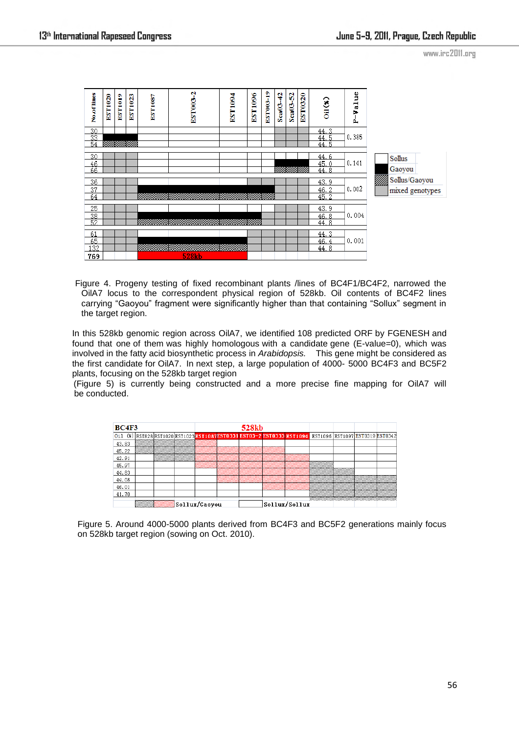| No.of lines | EST1020 | EST1019 | EST1023 | EST1087 | EST003-2 | EST1094 | EST1096 | EST003-19 | Sca03-42 | Sca03-52 | EST0320 | Oil (%) | P-value |
|---|---|---|---|---|---|---|---|---|---|---|---|---|---|
| 30 | | | | | | | | | | | | 44.3 | 0.385 |
| 33 | | | | | | | | | | | | 44.5 | |
| 54 | | | | | | | | | | | | 44.5 | |
| 30 | | | | | | | | | | | | 44.6 | 0.141 |
| 46 | | | | | | | | | | | | 45.0 | |
| 66 | | | | | | | | | | | | 44.8 | |
| 36 | | | | | | | | | | | | 43.9 | 0.002 |
| 37 | | | | | | | | | | | | 46.2 | |
| 64 | | | | | | | | | | | | 45.2 | |
| 25 | | | | | | | | | | | | 43.9 | 0.004 |
| 38 | | | | | | | | | | | | 46.8 | |
| 52 | | | | | | | | | | | | 44.8 | |
| 61 | | | | | | | | | | | | 44.3 | 0.001 |
| 65 | | | | | | | | | | | | 46.4 | |
| 132 | | | | | | | | | | | | 44.8 | |
| 769 | | | | 528kb | | | | | | | | | |

Legend: Sollus; Gaoyou; Sollus/Gaoyou; mixed genotypes

Figure 4. Progeny testing of fixed recombinant plants /lines of BC4F1/BC4F2, narrowed the OilA7 locus to the correspondent physical region of 528kb. Oil contents of BC4F2 lines carrying "Gaoyou" fragment were significantly higher than that containing "Sollux" segment in the target region.

In this 528kb genomic region across OilA7, we identified 108 predicted ORF by FGENESH and found that one of them was highly homologous with a candidate gene (E-value=0), which was involved in the fatty acid biosynthetic process in *Arabidopsis.* This gene might be considered as the first candidate for OilA7. In next step, a large population of 4000- 5000 BC4F3 and BC5F2 plants, focusing on the 528kb target region (Figure 5) is currently being constructed and a more precise fine mapping for OilA7 will be conducted.

| BC4F3 | | | | 528kb | | | | | | | | |
|---|---|---|---|---|---|---|---|---|---|---|---|---|
| Oil (%) | EST828 | EST1020 | EST1023 | EST1087 | EST0331 | EST03-2 | EST0333 | EST1094 | EST1096 | EST1097 | EST0319 | EST0342 |
| 43.83 | | | | | | | | | | | | |
| 45.22 | | | | | | | | | | | | |
| 42.91 | | | | | | | | | | | | |
| 45.97 | | | | | | | | | | | | |
| 44.83 | | | | | | | | | | | | |
| 44.08 | | | | | | | | | | | | |
| 46.01 | | | | | | | | | | | | |
| 41.70 | | | | | | | | | | | | |

Legend: Sollux/Gaoyou; Sollux/Sollux

Figure 5. Around 4000-5000 plants derived from BC4F3 and BC5F2 generations mainly focus on 528kb target region (sowing on Oct. 2010).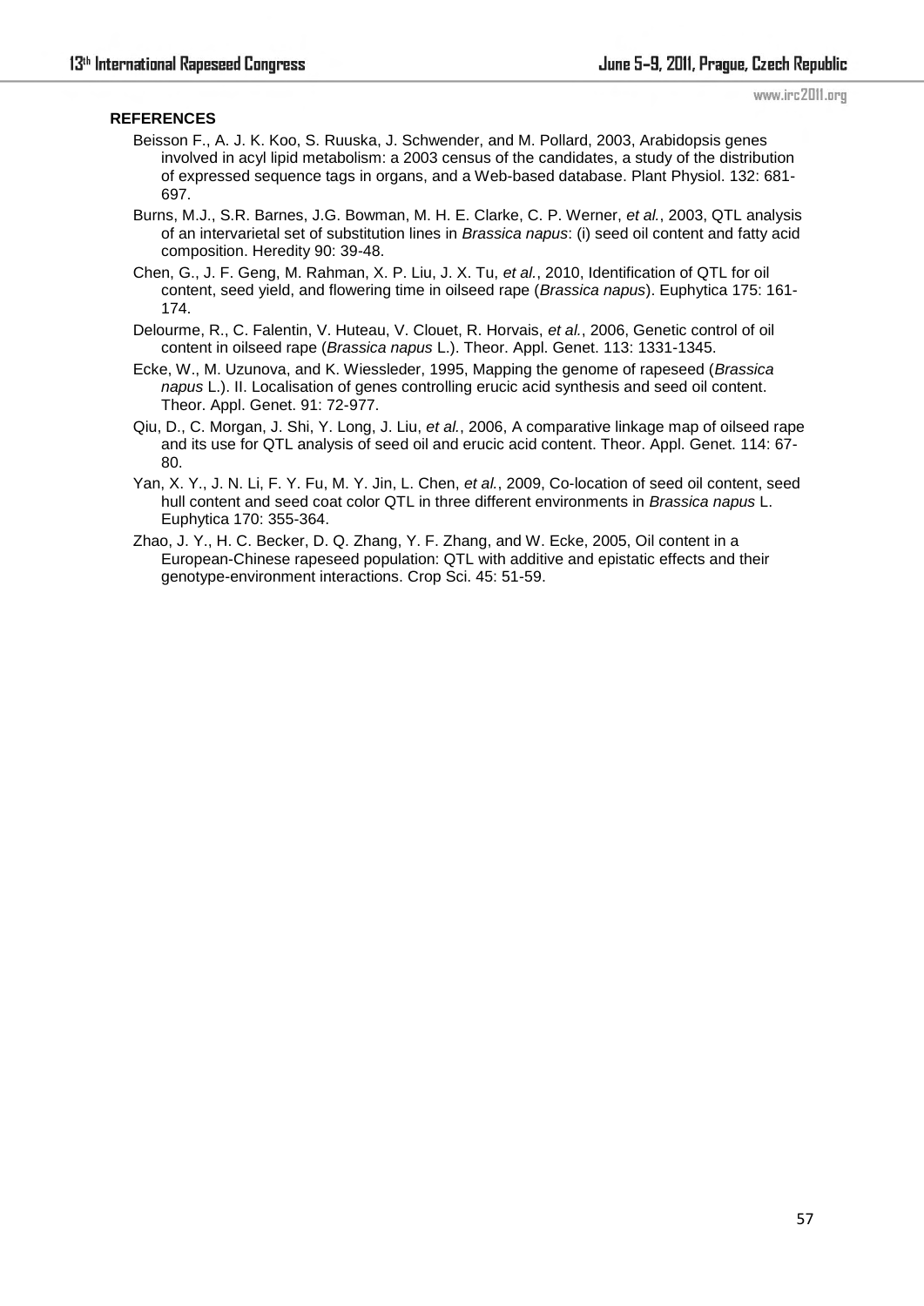**REFERENCES**

Beisson F., A. J. K. Koo, S. Ruuska, J. Schwender, and M. Pollard, 2003, Arabidopsis genes involved in acyl lipid metabolism: a 2003 census of the candidates, a study of the distribution of expressed sequence tags in organs, and a Web-based database. Plant Physiol. 132: 681-697.

Burns, M.J., S.R. Barnes, J.G. Bowman, M. H. E. Clarke, C. P. Werner, *et al.*, 2003, QTL analysis of an intervarietal set of substitution lines in *Brassica napus*: (i) seed oil content and fatty acid composition. Heredity 90: 39-48.

Chen, G., J. F. Geng, M. Rahman, X. P. Liu, J. X. Tu, *et al.*, 2010, Identification of QTL for oil content, seed yield, and flowering time in oilseed rape (*Brassica napus*). Euphytica 175: 161-174.

Delourme, R., C. Falentin, V. Huteau, V. Clouet, R. Horvais, *et al.*, 2006, Genetic control of oil content in oilseed rape (*Brassica napus* L.). Theor. Appl. Genet. 113: 1331-1345.

Ecke, W., M. Uzunova, and K. Wiessleder, 1995, Mapping the genome of rapeseed (*Brassica napus* L.). II. Localisation of genes controlling erucic acid synthesis and seed oil content. Theor. Appl. Genet. 91: 72-977.

Qiu, D., C. Morgan, J. Shi, Y. Long, J. Liu, *et al.*, 2006, A comparative linkage map of oilseed rape and its use for QTL analysis of seed oil and erucic acid content. Theor. Appl. Genet. 114: 67-80.

Yan, X. Y., J. N. Li, F. Y. Fu, M. Y. Jin, L. Chen, *et al.*, 2009, Co-location of seed oil content, seed hull content and seed coat color QTL in three different environments in *Brassica napus* L. Euphytica 170: 355-364.

Zhao, J. Y., H. C. Becker, D. Q. Zhang, Y. F. Zhang, and W. Ecke, 2005, Oil content in a European-Chinese rapeseed population: QTL with additive and epistatic effects and their genotype-environment interactions. Crop Sci. 45: 51-59.